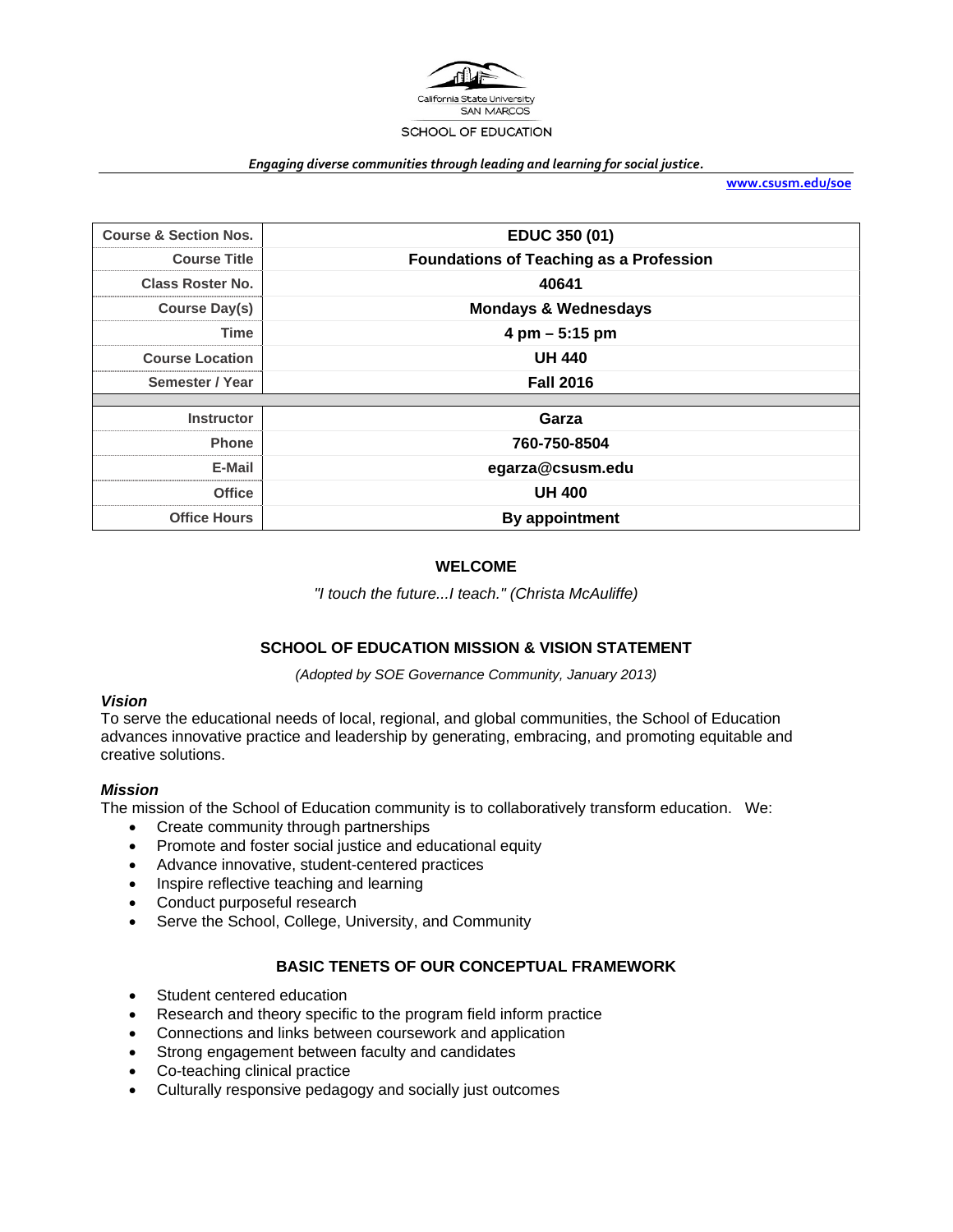California State University
SAN MARCOS
SCHOOL OF EDUCATION

*Engaging diverse communities through leading and learning for social justice.*

www.csusm.edu/soe

| Course & Section Nos. | EDUC 350 (01) |
| --- | --- |
| Course Title | Foundations of Teaching as a Profession |
| Class Roster No. | 40641 |
| Course Day(s) | Mondays & Wednesdays |
| Time | 4 pm – 5:15 pm |
| Course Location | UH 440 |
| Semester / Year | Fall 2016 |
| | |
| Instructor | Garza |
| Phone | 760-750-8504 |
| E-Mail | egarza@csusm.edu |
| Office | UH 400 |
| Office Hours | By appointment |

## WELCOME

*"I touch the future...I teach." (Christa McAuliffe)*

## SCHOOL OF EDUCATION MISSION & VISION STATEMENT

*(Adopted by SOE Governance Community, January 2013)*

### *Vision*

To serve the educational needs of local, regional, and global communities, the School of Education advances innovative practice and leadership by generating, embracing, and promoting equitable and creative solutions.

### *Mission*

The mission of the School of Education community is to collaboratively transform education. We:

- Create community through partnerships
- Promote and foster social justice and educational equity
- Advance innovative, student-centered practices
- Inspire reflective teaching and learning
- Conduct purposeful research
- Serve the School, College, University, and Community

## BASIC TENETS OF OUR CONCEPTUAL FRAMEWORK

- Student centered education
- Research and theory specific to the program field inform practice
- Connections and links between coursework and application
- Strong engagement between faculty and candidates
- Co-teaching clinical practice
- Culturally responsive pedagogy and socially just outcomes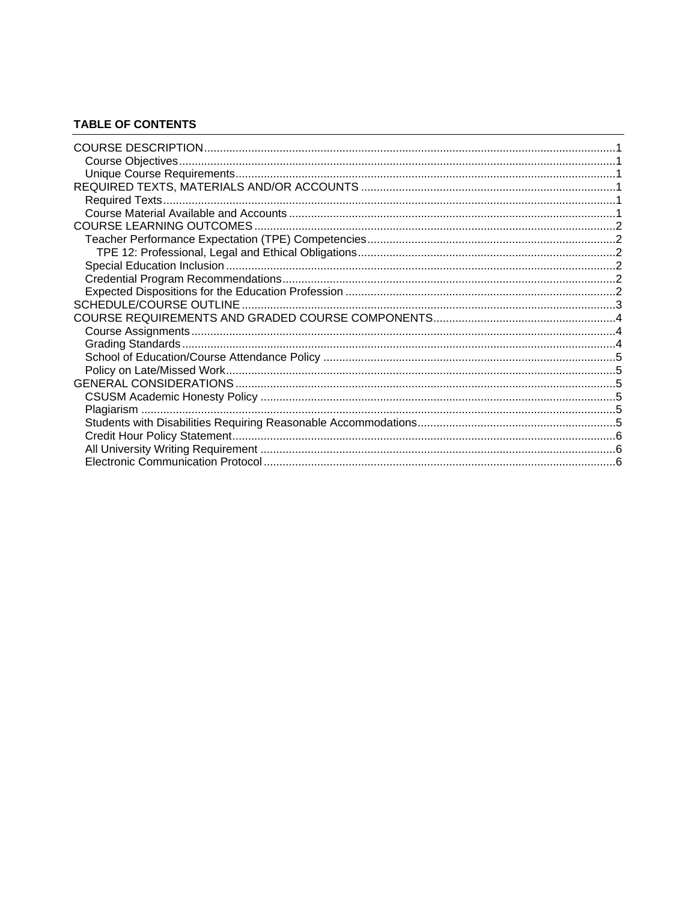**TABLE OF CONTENTS**

- COURSE DESCRIPTION ........ 1
  - Course Objectives ........ 1
  - Unique Course Requirements ........ 1
- REQUIRED TEXTS, MATERIALS AND/OR ACCOUNTS ........ 1
  - Required Texts ........ 1
  - Course Material Available and Accounts ........ 1
- COURSE LEARNING OUTCOMES ........ 2
  - Teacher Performance Expectation (TPE) Competencies ........ 2
    - TPE 12: Professional, Legal and Ethical Obligations ........ 2
  - Special Education Inclusion ........ 2
  - Credential Program Recommendations ........ 2
  - Expected Dispositions for the Education Profession ........ 2
- SCHEDULE/COURSE OUTLINE ........ 3
- COURSE REQUIREMENTS AND GRADED COURSE COMPONENTS ........ 4
  - Course Assignments ........ 4
  - Grading Standards ........ 4
  - School of Education/Course Attendance Policy ........ 5
  - Policy on Late/Missed Work ........ 5
- GENERAL CONSIDERATIONS ........ 5
  - CSUSM Academic Honesty Policy ........ 5
  - Plagiarism ........ 5
  - Students with Disabilities Requiring Reasonable Accommodations ........ 5
  - Credit Hour Policy Statement ........ 6
  - All University Writing Requirement ........ 6
  - Electronic Communication Protocol ........ 6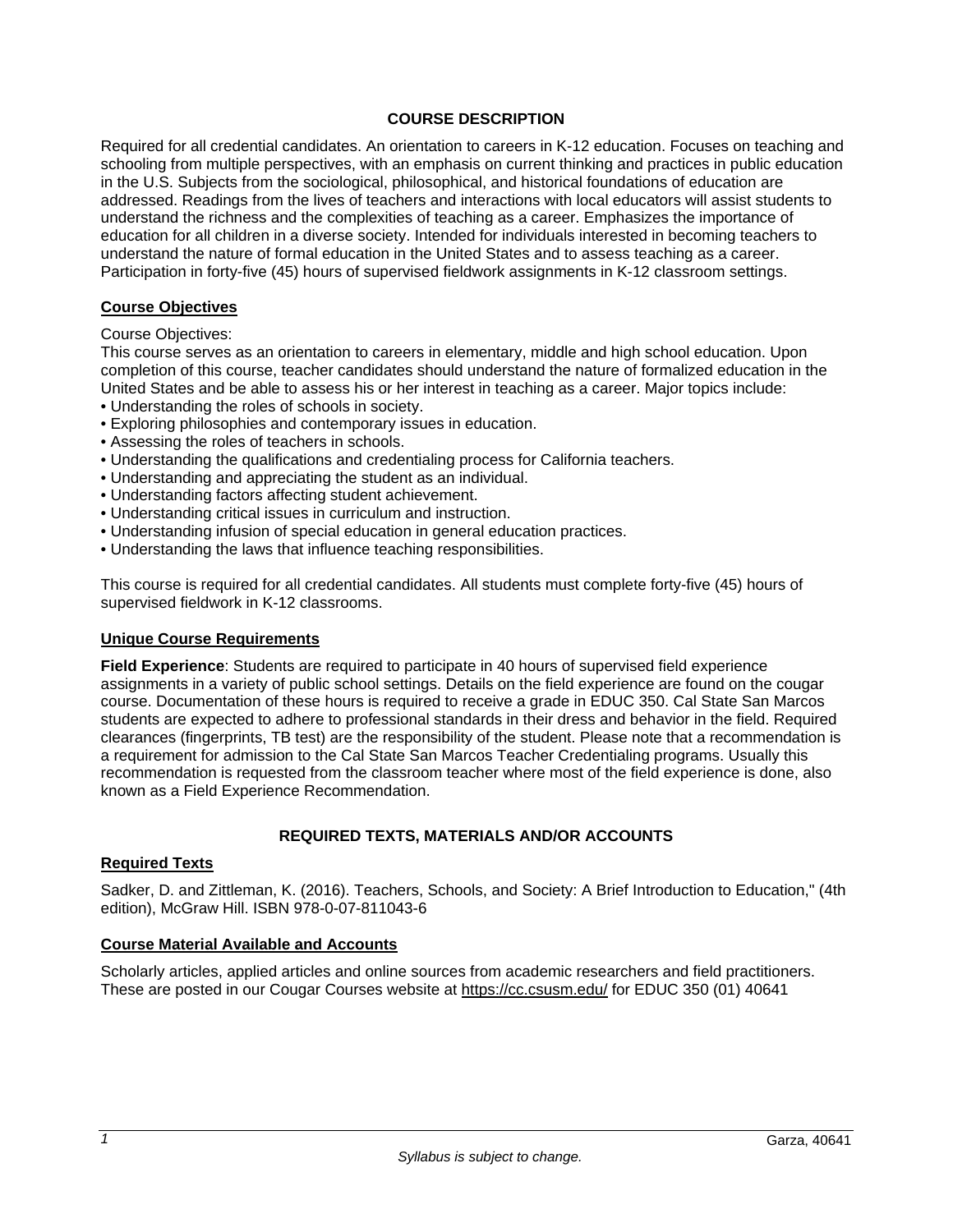## COURSE DESCRIPTION

Required for all credential candidates. An orientation to careers in K-12 education. Focuses on teaching and schooling from multiple perspectives, with an emphasis on current thinking and practices in public education in the U.S. Subjects from the sociological, philosophical, and historical foundations of education are addressed. Readings from the lives of teachers and interactions with local educators will assist students to understand the richness and the complexities of teaching as a career. Emphasizes the importance of education for all children in a diverse society. Intended for individuals interested in becoming teachers to understand the nature of formal education in the United States and to assess teaching as a career. Participation in forty-five (45) hours of supervised fieldwork assignments in K-12 classroom settings.

### Course Objectives

Course Objectives:
This course serves as an orientation to careers in elementary, middle and high school education. Upon completion of this course, teacher candidates should understand the nature of formalized education in the United States and be able to assess his or her interest in teaching as a career. Major topics include:

- Understanding the roles of schools in society.
- Exploring philosophies and contemporary issues in education.
- Assessing the roles of teachers in schools.
- Understanding the qualifications and credentialing process for California teachers.
- Understanding and appreciating the student as an individual.
- Understanding factors affecting student achievement.
- Understanding critical issues in curriculum and instruction.
- Understanding infusion of special education in general education practices.
- Understanding the laws that influence teaching responsibilities.

This course is required for all credential candidates. All students must complete forty-five (45) hours of supervised fieldwork in K-12 classrooms.

### Unique Course Requirements

**Field Experience**: Students are required to participate in 40 hours of supervised field experience assignments in a variety of public school settings. Details on the field experience are found on the cougar course. Documentation of these hours is required to receive a grade in EDUC 350. Cal State San Marcos students are expected to adhere to professional standards in their dress and behavior in the field. Required clearances (fingerprints, TB test) are the responsibility of the student. Please note that a recommendation is a requirement for admission to the Cal State San Marcos Teacher Credentialing programs. Usually this recommendation is requested from the classroom teacher where most of the field experience is done, also known as a Field Experience Recommendation.

## REQUIRED TEXTS, MATERIALS AND/OR ACCOUNTS

### Required Texts

Sadker, D. and Zittleman, K. (2016). Teachers, Schools, and Society: A Brief Introduction to Education," (4th edition), McGraw Hill. ISBN 978-0-07-811043-6

### Course Material Available and Accounts

Scholarly articles, applied articles and online sources from academic researchers and field practitioners. These are posted in our Cougar Courses website at https://cc.csusm.edu/ for EDUC 350 (01) 40641

*Syllabus is subject to change.*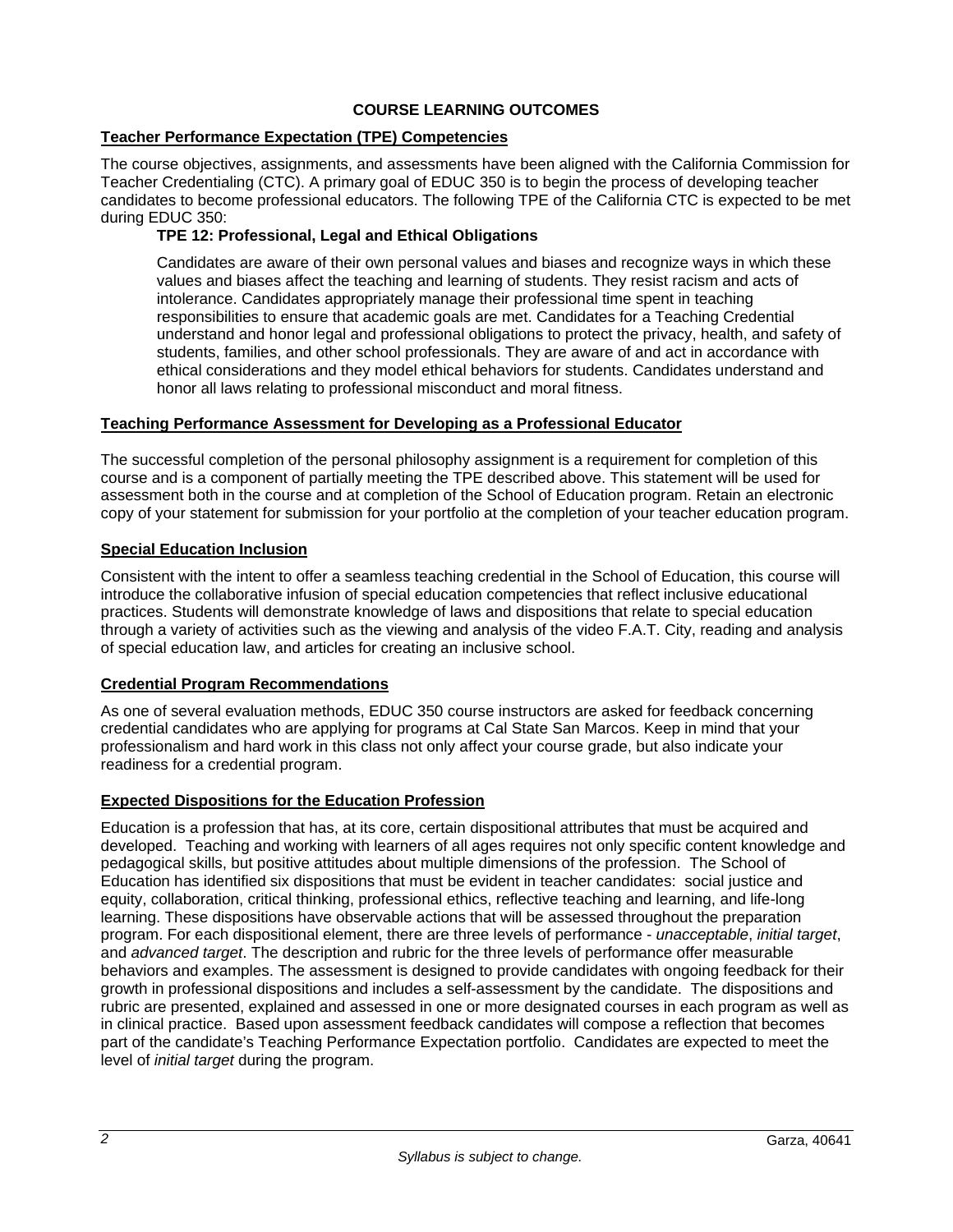## COURSE LEARNING OUTCOMES

### Teacher Performance Expectation (TPE) Competencies

The course objectives, assignments, and assessments have been aligned with the California Commission for Teacher Credentialing (CTC). A primary goal of EDUC 350 is to begin the process of developing teacher candidates to become professional educators. The following TPE of the California CTC is expected to be met during EDUC 350:

**TPE 12: Professional, Legal and Ethical Obligations**

Candidates are aware of their own personal values and biases and recognize ways in which these values and biases affect the teaching and learning of students. They resist racism and acts of intolerance. Candidates appropriately manage their professional time spent in teaching responsibilities to ensure that academic goals are met. Candidates for a Teaching Credential understand and honor legal and professional obligations to protect the privacy, health, and safety of students, families, and other school professionals. They are aware of and act in accordance with ethical considerations and they model ethical behaviors for students. Candidates understand and honor all laws relating to professional misconduct and moral fitness.

### Teaching Performance Assessment for Developing as a Professional Educator

The successful completion of the personal philosophy assignment is a requirement for completion of this course and is a component of partially meeting the TPE described above. This statement will be used for assessment both in the course and at completion of the School of Education program. Retain an electronic copy of your statement for submission for your portfolio at the completion of your teacher education program.

### Special Education Inclusion

Consistent with the intent to offer a seamless teaching credential in the School of Education, this course will introduce the collaborative infusion of special education competencies that reflect inclusive educational practices. Students will demonstrate knowledge of laws and dispositions that relate to special education through a variety of activities such as the viewing and analysis of the video F.A.T. City, reading and analysis of special education law, and articles for creating an inclusive school.

### Credential Program Recommendations

As one of several evaluation methods, EDUC 350 course instructors are asked for feedback concerning credential candidates who are applying for programs at Cal State San Marcos. Keep in mind that your professionalism and hard work in this class not only affect your course grade, but also indicate your readiness for a credential program.

### Expected Dispositions for the Education Profession

Education is a profession that has, at its core, certain dispositional attributes that must be acquired and developed. Teaching and working with learners of all ages requires not only specific content knowledge and pedagogical skills, but positive attitudes about multiple dimensions of the profession. The School of Education has identified six dispositions that must be evident in teacher candidates: social justice and equity, collaboration, critical thinking, professional ethics, reflective teaching and learning, and life-long learning. These dispositions have observable actions that will be assessed throughout the preparation program. For each dispositional element, there are three levels of performance - *unacceptable*, *initial target*, and *advanced target*. The description and rubric for the three levels of performance offer measurable behaviors and examples. The assessment is designed to provide candidates with ongoing feedback for their growth in professional dispositions and includes a self-assessment by the candidate. The dispositions and rubric are presented, explained and assessed in one or more designated courses in each program as well as in clinical practice. Based upon assessment feedback candidates will compose a reflection that becomes part of the candidate's Teaching Performance Expectation portfolio. Candidates are expected to meet the level of *initial target* during the program.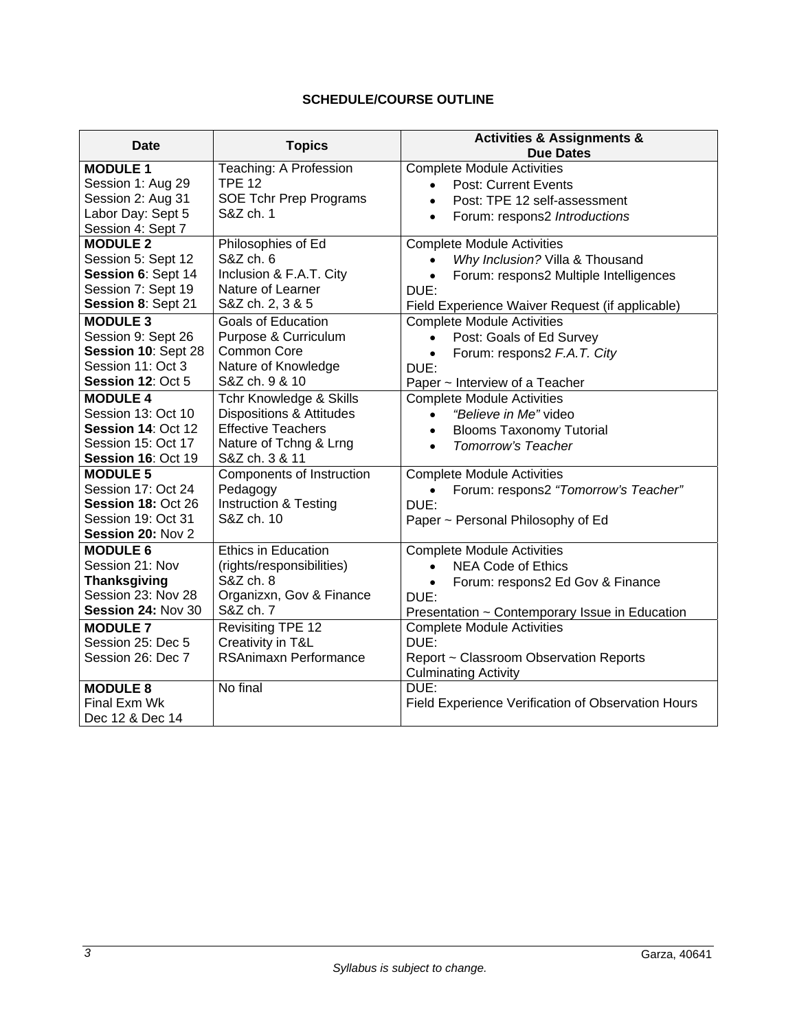## SCHEDULE/COURSE OUTLINE

| Date | Topics | Activities & Assignments & Due Dates |
|---|---|---|
| **MODULE 1**<br>Session 1: Aug 29<br>Session 2: Aug 31<br>Labor Day: Sept 5<br>Session 4: Sept 7 | Teaching: A Profession<br>TPE 12<br>SOE Tchr Prep Programs<br>S&Z ch. 1 | Complete Module Activities<br>• Post: Current Events<br>• Post: TPE 12 self-assessment<br>• Forum: respons2 *Introductions* |
| **MODULE 2**<br>Session 5: Sept 12<br>**Session 6**: Sept 14<br>Session 7: Sept 19<br>**Session 8**: Sept 21 | Philosophies of Ed<br>S&Z ch. 6<br>Inclusion & F.A.T. City<br>Nature of Learner<br>S&Z ch. 2, 3 & 5 | Complete Module Activities<br>• *Why Inclusion?* Villa & Thousand<br>• Forum: respons2 Multiple Intelligences<br>DUE:<br>Field Experience Waiver Request (if applicable) |
| **MODULE 3**<br>Session 9: Sept 26<br>**Session 10**: Sept 28<br>Session 11: Oct 3<br>**Session 12**: Oct 5 | Goals of Education<br>Purpose & Curriculum<br>Common Core<br>Nature of Knowledge<br>S&Z ch. 9 & 10 | Complete Module Activities<br>• Post: Goals of Ed Survey<br>• Forum: respons2 *F.A.T. City*<br>DUE:<br>Paper ~ Interview of a Teacher |
| **MODULE 4**<br>Session 13: Oct 10<br>**Session 14**: Oct 12<br>Session 15: Oct 17<br>**Session 16**: Oct 19 | Tchr Knowledge & Skills<br>Dispositions & Attitudes<br>Effective Teachers<br>Nature of Tchng & Lrng<br>S&Z ch. 3 & 11 | Complete Module Activities<br>• *"Believe in Me"* video<br>• Blooms Taxonomy Tutorial<br>• *Tomorrow's Teacher* |
| **MODULE 5**<br>Session 17: Oct 24<br>**Session 18:** Oct 26<br>Session 19: Oct 31<br>**Session 20:** Nov 2 | Components of Instruction<br>Pedagogy<br>Instruction & Testing<br>S&Z ch. 10 | Complete Module Activities<br>• Forum: respons2 *"Tomorrow's Teacher"*<br>DUE:<br>Paper ~ Personal Philosophy of Ed |
| **MODULE 6**<br>Session 21: Nov<br>**Thanksgiving**<br>Session 23: Nov 28<br>**Session 24:** Nov 30 | Ethics in Education (rights/responsibilities)<br>S&Z ch. 8<br>Organizxn, Gov & Finance<br>S&Z ch. 7 | Complete Module Activities<br>• NEA Code of Ethics<br>• Forum: respons2 Ed Gov & Finance<br>DUE:<br>Presentation ~ Contemporary Issue in Education |
| **MODULE 7**<br>Session 25: Dec 5<br>Session 26: Dec 7 | Revisiting TPE 12<br>Creativity in T&L<br>RSAnimaxn Performance | Complete Module Activities<br>DUE:<br>Report ~ Classroom Observation Reports<br>Culminating Activity |
| **MODULE 8**<br>Final Exm Wk<br>Dec 12 & Dec 14 | No final | DUE:<br>Field Experience Verification of Observation Hours |

*Syllabus is subject to change.*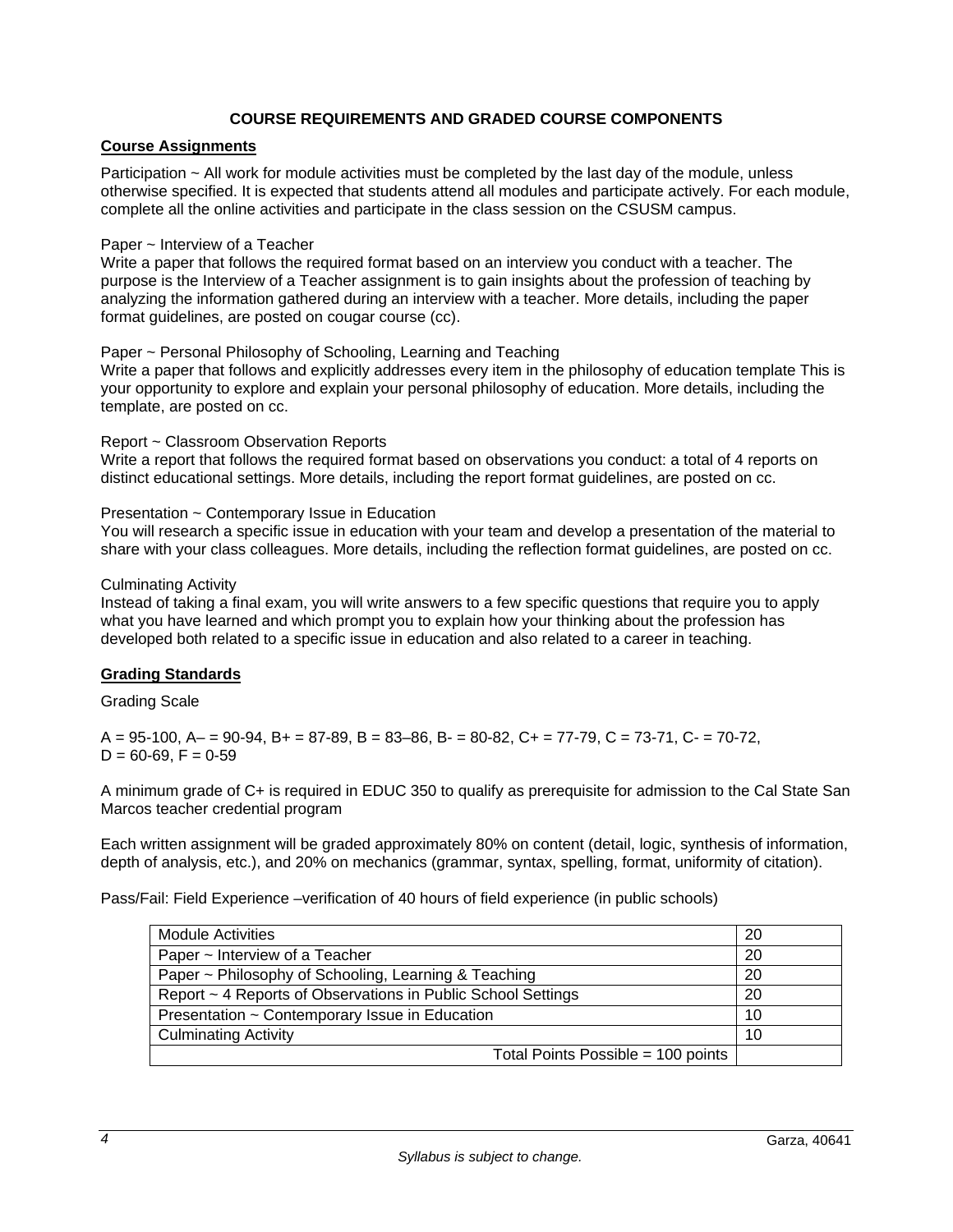## COURSE REQUIREMENTS AND GRADED COURSE COMPONENTS

### Course Assignments

Participation ~ All work for module activities must be completed by the last day of the module, unless otherwise specified. It is expected that students attend all modules and participate actively. For each module, complete all the online activities and participate in the class session on the CSUSM campus.

Paper ~ Interview of a Teacher
Write a paper that follows the required format based on an interview you conduct with a teacher. The purpose is the Interview of a Teacher assignment is to gain insights about the profession of teaching by analyzing the information gathered during an interview with a teacher. More details, including the paper format guidelines, are posted on cougar course (cc).

Paper ~ Personal Philosophy of Schooling, Learning and Teaching
Write a paper that follows and explicitly addresses every item in the philosophy of education template This is your opportunity to explore and explain your personal philosophy of education. More details, including the template, are posted on cc.

Report ~ Classroom Observation Reports
Write a report that follows the required format based on observations you conduct: a total of 4 reports on distinct educational settings. More details, including the report format guidelines, are posted on cc.

Presentation ~ Contemporary Issue in Education
You will research a specific issue in education with your team and develop a presentation of the material to share with your class colleagues. More details, including the reflection format guidelines, are posted on cc.

Culminating Activity
Instead of taking a final exam, you will write answers to a few specific questions that require you to apply what you have learned and which prompt you to explain how your thinking about the profession has developed both related to a specific issue in education and also related to a career in teaching.

### Grading Standards

Grading Scale

A = 95-100, A– = 90-94, B+ = 87-89, B = 83–86, B- = 80-82, C+ = 77-79, C = 73-71, C- = 70-72, D = 60-69, F = 0-59

A minimum grade of C+ is required in EDUC 350 to qualify as prerequisite for admission to the Cal State San Marcos teacher credential program

Each written assignment will be graded approximately 80% on content (detail, logic, synthesis of information, depth of analysis, etc.), and 20% on mechanics (grammar, syntax, spelling, format, uniformity of citation).

Pass/Fail: Field Experience –verification of 40 hours of field experience (in public schools)

| Module Activities | 20 |
|---|---|
| Paper ~ Interview of a Teacher | 20 |
| Paper ~ Philosophy of Schooling, Learning & Teaching | 20 |
| Report ~ 4 Reports of Observations in Public School Settings | 20 |
| Presentation ~ Contemporary Issue in Education | 10 |
| Culminating Activity | 10 |
| Total Points Possible = 100 points | |

*Syllabus is subject to change.*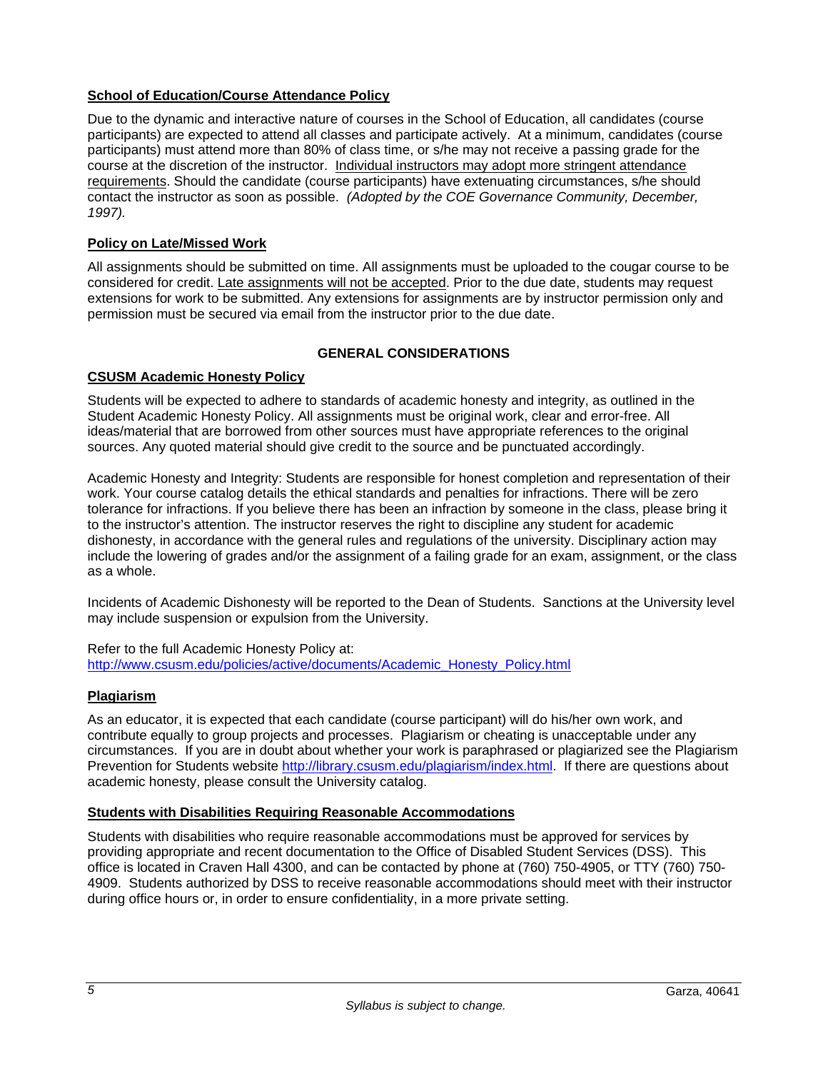### School of Education/Course Attendance Policy

Due to the dynamic and interactive nature of courses in the School of Education, all candidates (course participants) are expected to attend all classes and participate actively. At a minimum, candidates (course participants) must attend more than 80% of class time, or s/he may not receive a passing grade for the course at the discretion of the instructor. Individual instructors may adopt more stringent attendance requirements. Should the candidate (course participants) have extenuating circumstances, s/he should contact the instructor as soon as possible. *(Adopted by the COE Governance Community, December, 1997).*

### Policy on Late/Missed Work

All assignments should be submitted on time. All assignments must be uploaded to the cougar course to be considered for credit. Late assignments will not be accepted. Prior to the due date, students may request extensions for work to be submitted. Any extensions for assignments are by instructor permission only and permission must be secured via email from the instructor prior to the due date.

## GENERAL CONSIDERATIONS

### CSUSM Academic Honesty Policy

Students will be expected to adhere to standards of academic honesty and integrity, as outlined in the Student Academic Honesty Policy. All assignments must be original work, clear and error-free. All ideas/material that are borrowed from other sources must have appropriate references to the original sources. Any quoted material should give credit to the source and be punctuated accordingly.

Academic Honesty and Integrity: Students are responsible for honest completion and representation of their work. Your course catalog details the ethical standards and penalties for infractions. There will be zero tolerance for infractions. If you believe there has been an infraction by someone in the class, please bring it to the instructor's attention. The instructor reserves the right to discipline any student for academic dishonesty, in accordance with the general rules and regulations of the university. Disciplinary action may include the lowering of grades and/or the assignment of a failing grade for an exam, assignment, or the class as a whole.

Incidents of Academic Dishonesty will be reported to the Dean of Students. Sanctions at the University level may include suspension or expulsion from the University.

Refer to the full Academic Honesty Policy at:
http://www.csusm.edu/policies/active/documents/Academic_Honesty_Policy.html

### Plagiarism

As an educator, it is expected that each candidate (course participant) will do his/her own work, and contribute equally to group projects and processes. Plagiarism or cheating is unacceptable under any circumstances. If you are in doubt about whether your work is paraphrased or plagiarized see the Plagiarism Prevention for Students website http://library.csusm.edu/plagiarism/index.html. If there are questions about academic honesty, please consult the University catalog.

### Students with Disabilities Requiring Reasonable Accommodations

Students with disabilities who require reasonable accommodations must be approved for services by providing appropriate and recent documentation to the Office of Disabled Student Services (DSS). This office is located in Craven Hall 4300, and can be contacted by phone at (760) 750-4905, or TTY (760) 750-4909. Students authorized by DSS to receive reasonable accommodations should meet with their instructor during office hours or, in order to ensure confidentiality, in a more private setting.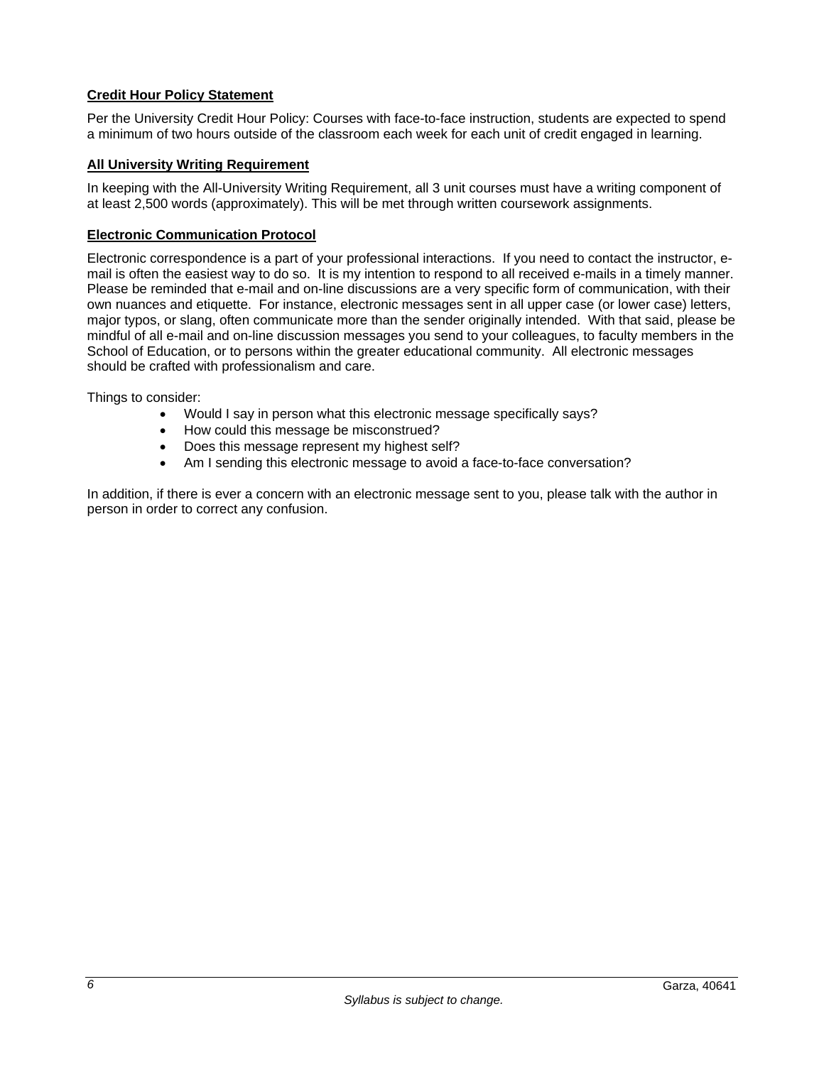**Credit Hour Policy Statement**

Per the University Credit Hour Policy: Courses with face-to-face instruction, students are expected to spend a minimum of two hours outside of the classroom each week for each unit of credit engaged in learning.

**All University Writing Requirement**

In keeping with the All-University Writing Requirement, all 3 unit courses must have a writing component of at least 2,500 words (approximately). This will be met through written coursework assignments.

**Electronic Communication Protocol**

Electronic correspondence is a part of your professional interactions. If you need to contact the instructor, e-mail is often the easiest way to do so. It is my intention to respond to all received e-mails in a timely manner. Please be reminded that e-mail and on-line discussions are a very specific form of communication, with their own nuances and etiquette. For instance, electronic messages sent in all upper case (or lower case) letters, major typos, or slang, often communicate more than the sender originally intended. With that said, please be mindful of all e-mail and on-line discussion messages you send to your colleagues, to faculty members in the School of Education, or to persons within the greater educational community. All electronic messages should be crafted with professionalism and care.

Things to consider:

- Would I say in person what this electronic message specifically says?
- How could this message be misconstrued?
- Does this message represent my highest self?
- Am I sending this electronic message to avoid a face-to-face conversation?

In addition, if there is ever a concern with an electronic message sent to you, please talk with the author in person in order to correct any confusion.